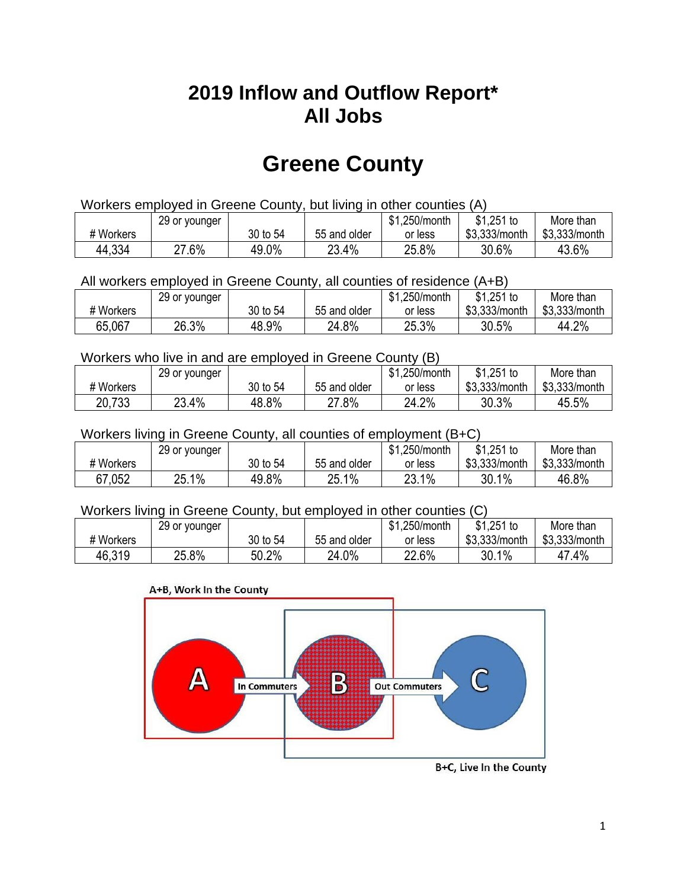# 2019 Inflow and Outflow Report*
# All Jobs

# Greene County

Workers employed in Greene County, but living in other counties (A)

| # Workers | 29 or younger | 30 to 54 | 55 and older | $1,250/month or less | $1,251 to $3,333/month | More than $3,333/month |
|---|---|---|---|---|---|---|
| 44,334 | 27.6% | 49.0% | 23.4% | 25.8% | 30.6% | 43.6% |

All workers employed in Greene County, all counties of residence (A+B)

| # Workers | 29 or younger | 30 to 54 | 55 and older | $1,250/month or less | $1,251 to $3,333/month | More than $3,333/month |
|---|---|---|---|---|---|---|
| 65,067 | 26.3% | 48.9% | 24.8% | 25.3% | 30.5% | 44.2% |

Workers who live in and are employed in Greene County (B)

| # Workers | 29 or younger | 30 to 54 | 55 and older | $1,250/month or less | $1,251 to $3,333/month | More than $3,333/month |
|---|---|---|---|---|---|---|
| 20,733 | 23.4% | 48.8% | 27.8% | 24.2% | 30.3% | 45.5% |

Workers living in Greene County, all counties of employment (B+C)

| # Workers | 29 or younger | 30 to 54 | 55 and older | $1,250/month or less | $1,251 to $3,333/month | More than $3,333/month |
|---|---|---|---|---|---|---|
| 67,052 | 25.1% | 49.8% | 25.1% | 23.1% | 30.1% | 46.8% |

Workers living in Greene County, but employed in other counties (C)

| # Workers | 29 or younger | 30 to 54 | 55 and older | $1,250/month or less | $1,251 to $3,333/month | More than $3,333/month |
|---|---|---|---|---|---|---|
| 46,319 | 25.8% | 50.2% | 24.0% | 22.6% | 30.1% | 47.4% |

A+B, Work In the County

A — In Commuters → B — Out Commuters → C

B+C, Live In the County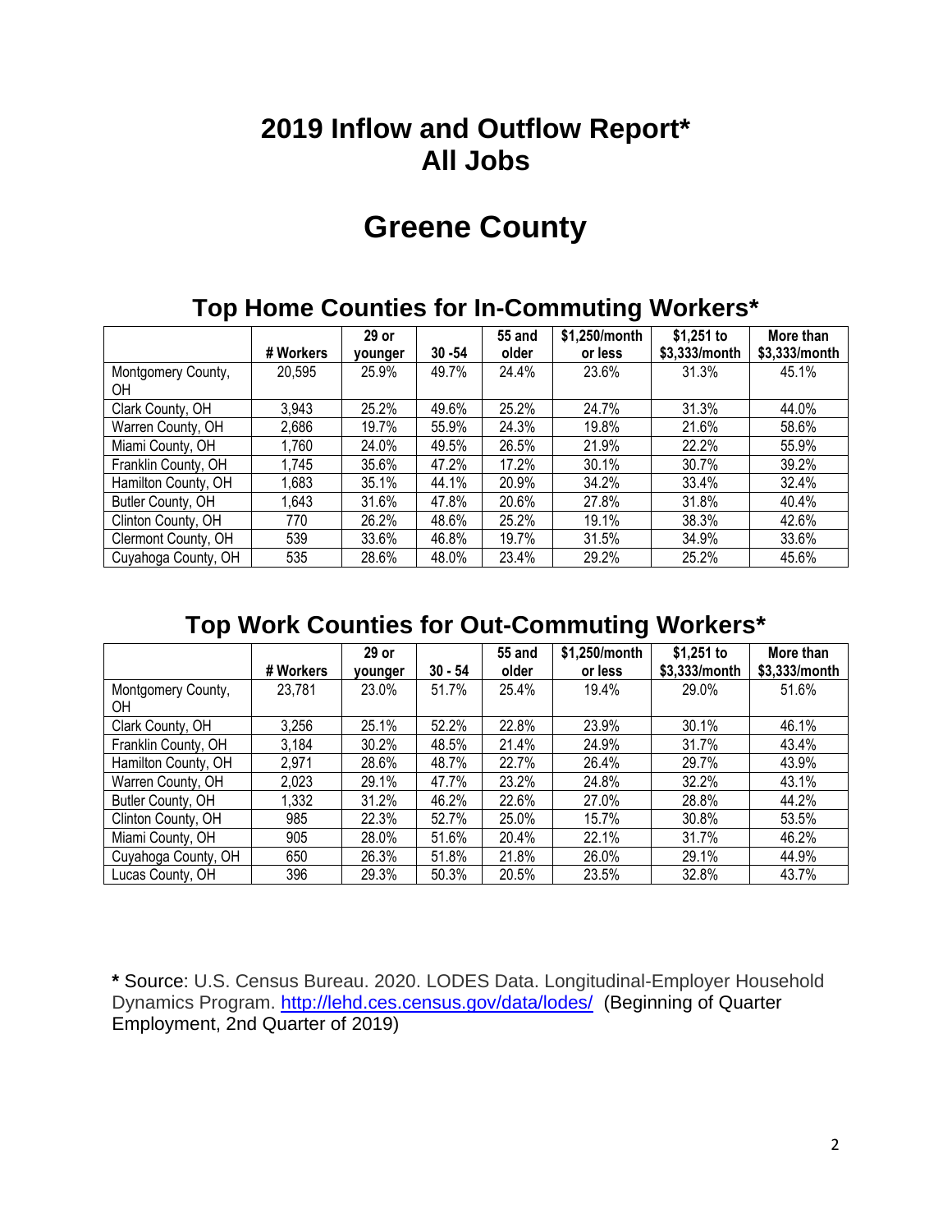# 2019 Inflow and Outflow Report*
# All Jobs

# Greene County

## Top Home Counties for In-Commuting Workers*

| | # Workers | 29 or younger | 30 -54 | 55 and older | $1,250/month or less | $1,251 to $3,333/month | More than $3,333/month |
|---|---|---|---|---|---|---|---|
| Montgomery County, OH | 20,595 | 25.9% | 49.7% | 24.4% | 23.6% | 31.3% | 45.1% |
| Clark County, OH | 3,943 | 25.2% | 49.6% | 25.2% | 24.7% | 31.3% | 44.0% |
| Warren County, OH | 2,686 | 19.7% | 55.9% | 24.3% | 19.8% | 21.6% | 58.6% |
| Miami County, OH | 1,760 | 24.0% | 49.5% | 26.5% | 21.9% | 22.2% | 55.9% |
| Franklin County, OH | 1,745 | 35.6% | 47.2% | 17.2% | 30.1% | 30.7% | 39.2% |
| Hamilton County, OH | 1,683 | 35.1% | 44.1% | 20.9% | 34.2% | 33.4% | 32.4% |
| Butler County, OH | 1,643 | 31.6% | 47.8% | 20.6% | 27.8% | 31.8% | 40.4% |
| Clinton County, OH | 770 | 26.2% | 48.6% | 25.2% | 19.1% | 38.3% | 42.6% |
| Clermont County, OH | 539 | 33.6% | 46.8% | 19.7% | 31.5% | 34.9% | 33.6% |
| Cuyahoga County, OH | 535 | 28.6% | 48.0% | 23.4% | 29.2% | 25.2% | 45.6% |

## Top Work Counties for Out-Commuting Workers*

| | # Workers | 29 or younger | 30 - 54 | 55 and older | $1,250/month or less | $1,251 to $3,333/month | More than $3,333/month |
|---|---|---|---|---|---|---|---|
| Montgomery County, OH | 23,781 | 23.0% | 51.7% | 25.4% | 19.4% | 29.0% | 51.6% |
| Clark County, OH | 3,256 | 25.1% | 52.2% | 22.8% | 23.9% | 30.1% | 46.1% |
| Franklin County, OH | 3,184 | 30.2% | 48.5% | 21.4% | 24.9% | 31.7% | 43.4% |
| Hamilton County, OH | 2,971 | 28.6% | 48.7% | 22.7% | 26.4% | 29.7% | 43.9% |
| Warren County, OH | 2,023 | 29.1% | 47.7% | 23.2% | 24.8% | 32.2% | 43.1% |
| Butler County, OH | 1,332 | 31.2% | 46.2% | 22.6% | 27.0% | 28.8% | 44.2% |
| Clinton County, OH | 985 | 22.3% | 52.7% | 25.0% | 15.7% | 30.8% | 53.5% |
| Miami County, OH | 905 | 28.0% | 51.6% | 20.4% | 22.1% | 31.7% | 46.2% |
| Cuyahoga County, OH | 650 | 26.3% | 51.8% | 21.8% | 26.0% | 29.1% | 44.9% |
| Lucas County, OH | 396 | 29.3% | 50.3% | 20.5% | 23.5% | 32.8% | 43.7% |

**\*** Source: U.S. Census Bureau. 2020. LODES Data. Longitudinal-Employer Household Dynamics Program. http://lehd.ces.census.gov/data/lodes/ (Beginning of Quarter Employment, 2nd Quarter of 2019)